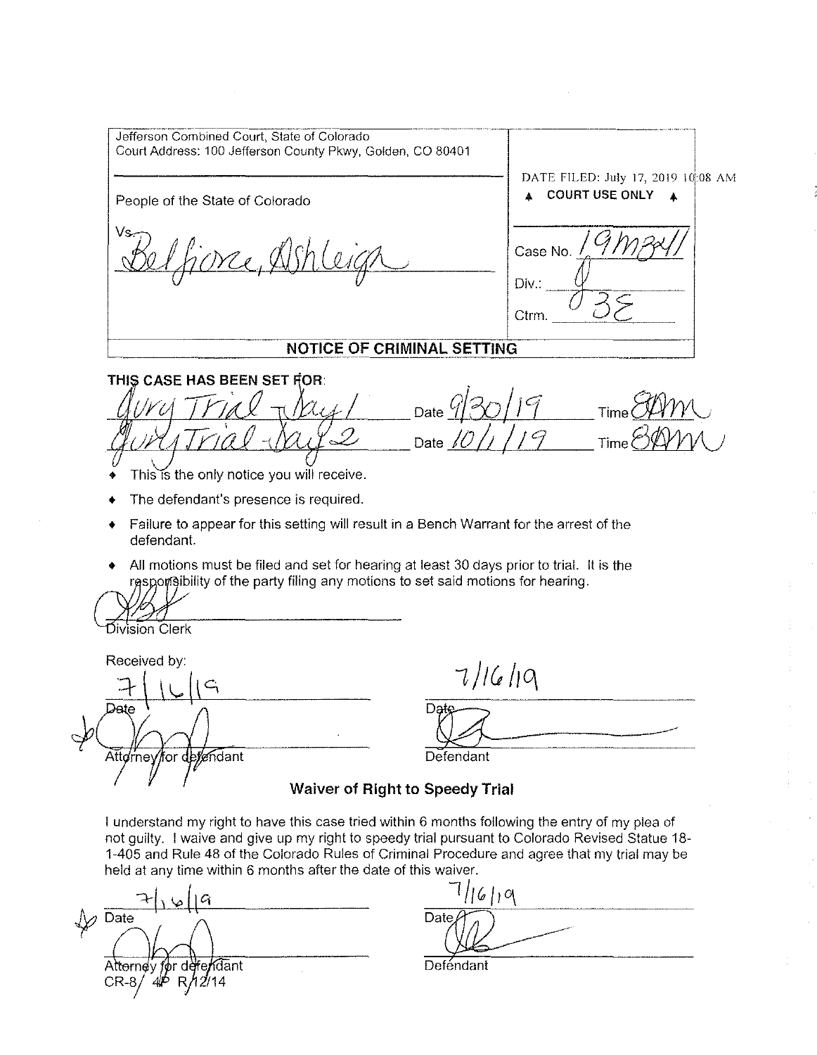| Jefferson Combined Court, State of Colorado<br>Court Address: 100 Jefferson County Pkwy, Golden, CO 80401 | DATE FILED: July 17, 2019 10:08 AM<br>▲ COURT USE ONLY ▲ |
| --- | --- |
| People of the State of Colorado<br><br>Vs.<br>Belfiore, Ashleigh | Case No. 19M341<br>Div.: 0<br>Ctrm. 3E |

## NOTICE OF CRIMINAL SETTING

**THIS CASE HAS BEEN SET FOR:**

Jury Trial - Day 1 Date 9/30/19 Time 8AM

Jury Trial - Day 2 Date 10/1/19 Time 8AM

- This is the only notice you will receive.
- The defendant's presence is required.
- Failure to appear for this setting will result in a Bench Warrant for the arrest of the defendant.
- All motions must be filed and set for hearing at least 30 days prior to trial. It is the responsibility of the party filing any motions to set said motions for hearing.

Division Clerk

Received by:

7/16/19
Date

Attorney for defendant

7/16/19
Date

Defendant

### Waiver of Right to Speedy Trial

I understand my right to have this case tried within 6 months following the entry of my plea of not guilty. I waive and give up my right to speedy trial pursuant to Colorado Revised Statue 18-1-405 and Rule 48 of the Colorado Rules of Criminal Procedure and agree that my trial may be held at any time within 6 months after the date of this waiver.

7/16/19
Date

Attorney for defendant

7/16/19
Date

Defendant

CR-8/ 4P R/12/14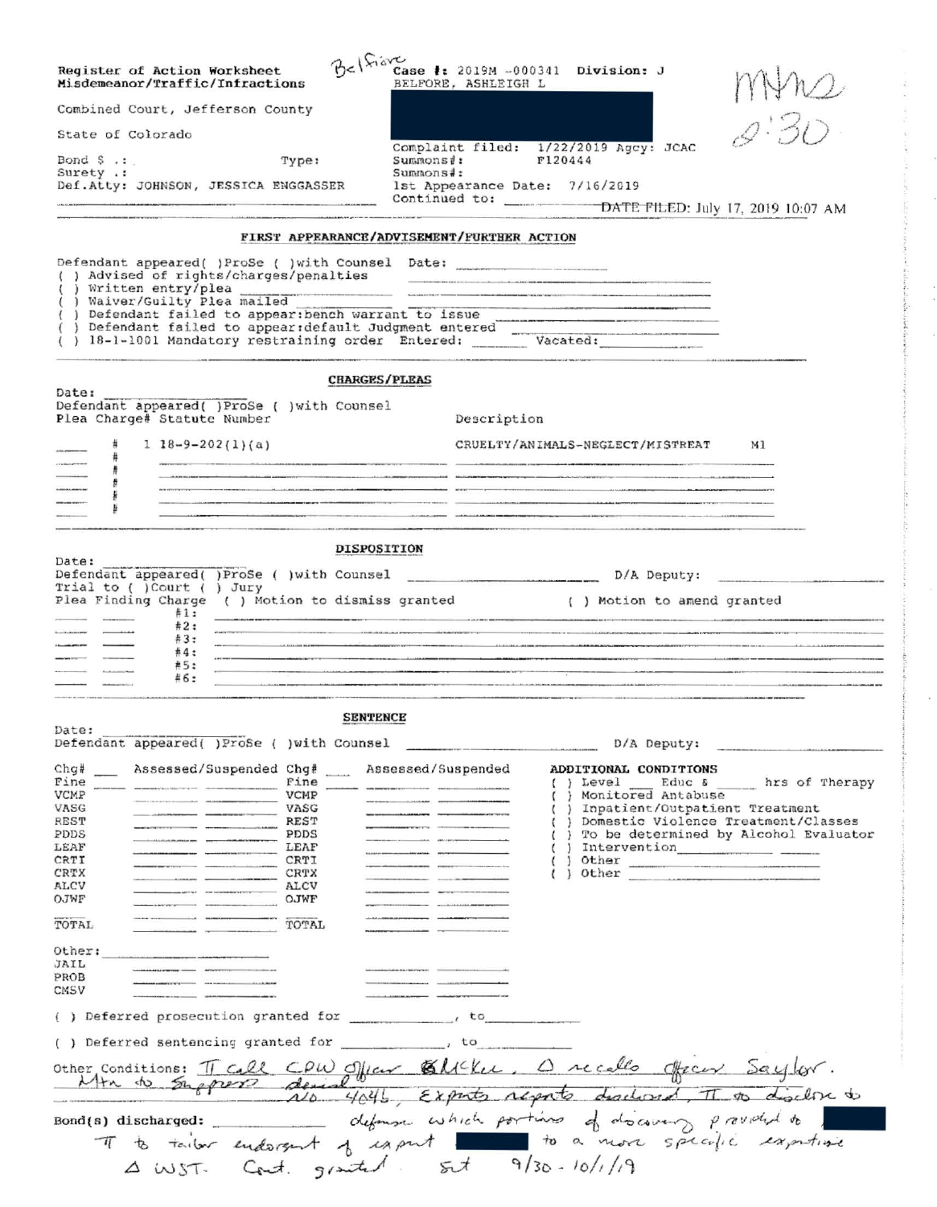Register of Action Worksheet
Misdemeanor/Traffic/Infractions

Belfiore

Case #: 2019M -000341 Division: J
BELFORE, ASHLEIGH L

Mtns
2:30

Combined Court, Jefferson County

State of Colorado

Bond $ .: Type:
Surety .:
Def.Atty: JOHNSON, JESSICA ENGGASSER

Complaint filed: 1/22/2019 Agcy: JCAC
Summons#: F120444
Summons#:
1st Appearance Date: 7/16/2019
Continued to:

DATE FILED: July 17, 2019 10:07 AM

## FIRST APPEARANCE/ADVISEMENT/FURTHER ACTION

Defendant appeared( )ProSe ( )with Counsel Date: ________
( ) Advised of rights/charges/penalties
( ) Written entry/plea
( ) Waiver/Guilty Plea mailed
( ) Defendant failed to appear:bench warrant to issue
( ) Defendant failed to appear:default Judgment entered
( ) 18-1-1001 Mandatory restraining order Entered: ________ Vacated: ________

## CHARGES/PLEAS

Date:
Defendant appeared( )ProSe ( )with Counsel

| Plea | Charge# | Statute Number | Description | |
|---|---|---|---|---|
| | # 1 | 18-9-202(1)(a) | CRUELTY/ANIMALS-NEGLECT/MISTREAT | M1 |
| | # | | | |
| | # | | | |
| | # | | | |
| | # | | | |
| | # | | | |

## DISPOSITION

Date:
Defendant appeared( )ProSe ( )with Counsel ________ D/A Deputy: ________
Trial to ( )Court ( ) Jury

Plea Finding Charge ( ) Motion to dismiss granted ( ) Motion to amend granted

#1:
#2:
#3:
#4:
#5:
#6:

## SENTENCE

Date:
Defendant appeared( )ProSe ( )with Counsel ________ D/A Deputy: ________

| Chg# | Assessed/Suspended | | Chg# | Assessed/Suspended | |
|---|---|---|---|---|---|
| Fine | | | Fine | | |
| VCMP | | | VCMP | | |
| VASG | | | VASG | | |
| REST | | | REST | | |
| PDDS | | | PDDS | | |
| LEAF | | | LEAF | | |
| CRTI | | | CRTI | | |
| CRTX | | | CRTX | | |
| ALCV | | | ALCV | | |
| OJWF | | | OJWF | | |
| TOTAL | | | TOTAL | | |

**ADDITIONAL CONDITIONS**
( ) Level ___ Educ & _____ hrs of Therapy
( ) Monitored Antabuse
( ) Inpatient/Outpatient Treatment
( ) Domestic Violence Treatment/Classes
( ) To be determined by Alcohol Evaluator
( ) Intervention
( ) Other
( ) Other

Other:
JAIL
PROB
CMSV

( ) Deferred prosecution granted for ________, to ________

( ) Deferred sentencing granted for ________, to ________

Other Conditions: π call CPW officer Blecker, Δ recalls officer Saylor.
Mtn to Suppress denied
s/o 4046, Experts reports disclosed, π to disclose to

Bond(s) discharged: ________ defense which portions of discovery provided to [redacted]
π to tailor endorsement of expert [redacted] to a more specific expertise
Δ WST. Cont. granted Set 9/30 - 10/1/19